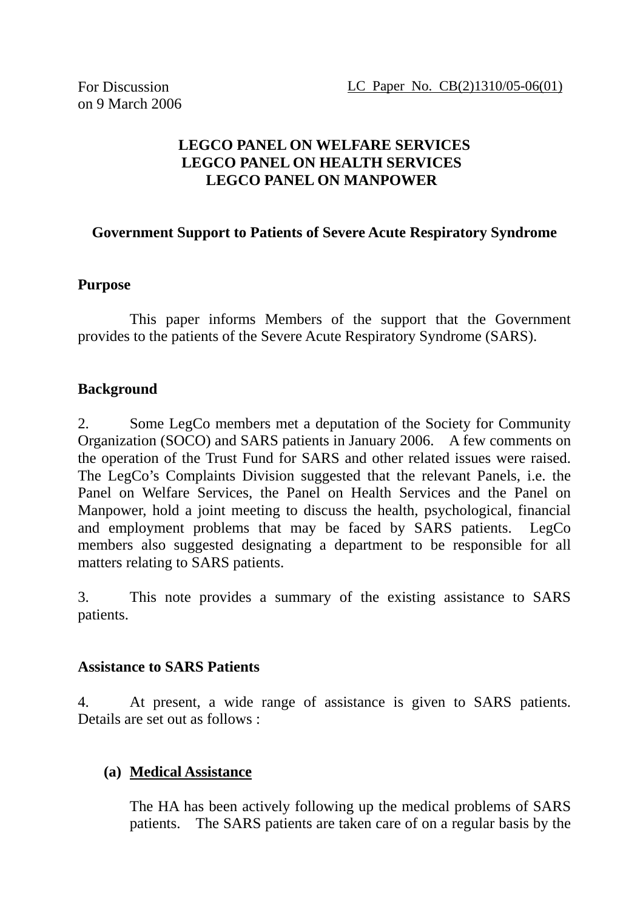For Discussion
on 9 March 2006

LC Paper No. CB(2)1310/05-06(01)

**LEGCO PANEL ON WELFARE SERVICES**
**LEGCO PANEL ON HEALTH SERVICES**
**LEGCO PANEL ON MANPOWER**

**Government Support to Patients of Severe Acute Respiratory Syndrome**

## Purpose

This paper informs Members of the support that the Government provides to the patients of the Severe Acute Respiratory Syndrome (SARS).

## Background

2. Some LegCo members met a deputation of the Society for Community Organization (SOCO) and SARS patients in January 2006. A few comments on the operation of the Trust Fund for SARS and other related issues were raised. The LegCo's Complaints Division suggested that the relevant Panels, i.e. the Panel on Welfare Services, the Panel on Health Services and the Panel on Manpower, hold a joint meeting to discuss the health, psychological, financial and employment problems that may be faced by SARS patients. LegCo members also suggested designating a department to be responsible for all matters relating to SARS patients.

3. This note provides a summary of the existing assistance to SARS patients.

## Assistance to SARS Patients

4. At present, a wide range of assistance is given to SARS patients. Details are set out as follows :

**(a) Medical Assistance**

The HA has been actively following up the medical problems of SARS patients. The SARS patients are taken care of on a regular basis by the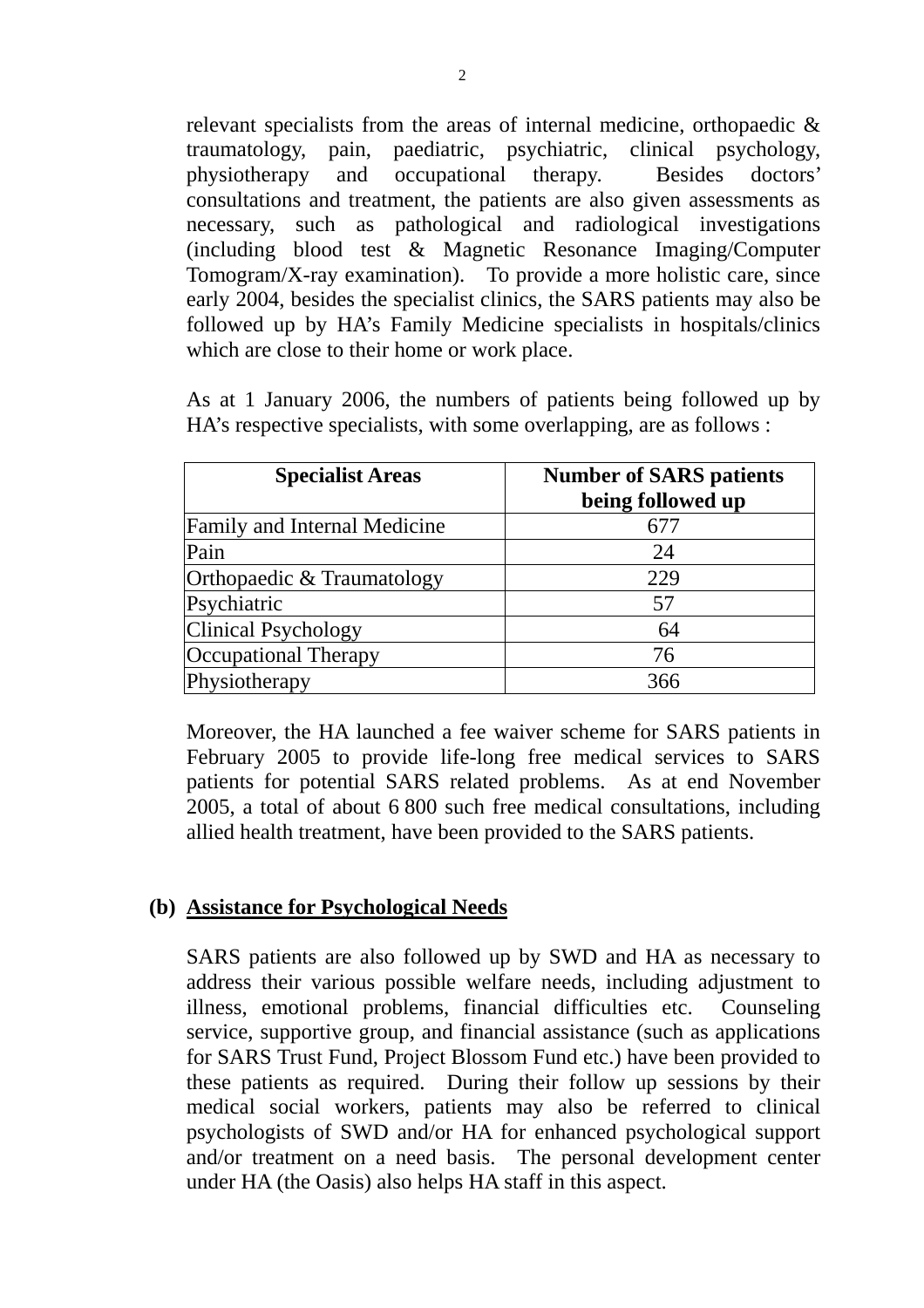relevant specialists from the areas of internal medicine, orthopaedic & traumatology, pain, paediatric, psychiatric, clinical psychology, physiotherapy and occupational therapy. Besides doctors' consultations and treatment, the patients are also given assessments as necessary, such as pathological and radiological investigations (including blood test & Magnetic Resonance Imaging/Computer Tomogram/X-ray examination). To provide a more holistic care, since early 2004, besides the specialist clinics, the SARS patients may also be followed up by HA's Family Medicine specialists in hospitals/clinics which are close to their home or work place.

As at 1 January 2006, the numbers of patients being followed up by HA's respective specialists, with some overlapping, are as follows :

| Specialist Areas | Number of SARS patients being followed up |
|---|---|
| Family and Internal Medicine | 677 |
| Pain | 24 |
| Orthopaedic & Traumatology | 229 |
| Psychiatric | 57 |
| Clinical Psychology | 64 |
| Occupational Therapy | 76 |
| Physiotherapy | 366 |

Moreover, the HA launched a fee waiver scheme for SARS patients in February 2005 to provide life-long free medical services to SARS patients for potential SARS related problems. As at end November 2005, a total of about 6 800 such free medical consultations, including allied health treatment, have been provided to the SARS patients.

**(b) Assistance for Psychological Needs**

SARS patients are also followed up by SWD and HA as necessary to address their various possible welfare needs, including adjustment to illness, emotional problems, financial difficulties etc. Counseling service, supportive group, and financial assistance (such as applications for SARS Trust Fund, Project Blossom Fund etc.) have been provided to these patients as required. During their follow up sessions by their medical social workers, patients may also be referred to clinical psychologists of SWD and/or HA for enhanced psychological support and/or treatment on a need basis. The personal development center under HA (the Oasis) also helps HA staff in this aspect.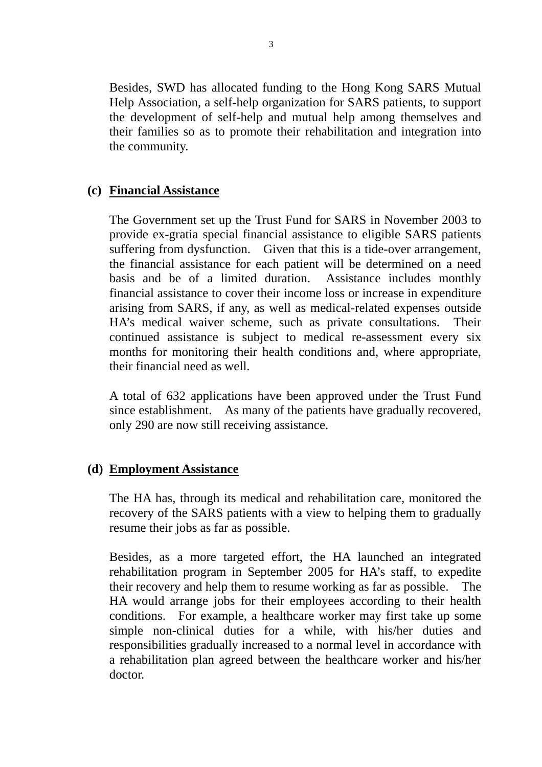Besides, SWD has allocated funding to the Hong Kong SARS Mutual Help Association, a self-help organization for SARS patients, to support the development of self-help and mutual help among themselves and their families so as to promote their rehabilitation and integration into the community.

**(c) Financial Assistance**

The Government set up the Trust Fund for SARS in November 2003 to provide ex-gratia special financial assistance to eligible SARS patients suffering from dysfunction. Given that this is a tide-over arrangement, the financial assistance for each patient will be determined on a need basis and be of a limited duration. Assistance includes monthly financial assistance to cover their income loss or increase in expenditure arising from SARS, if any, as well as medical-related expenses outside HA's medical waiver scheme, such as private consultations. Their continued assistance is subject to medical re-assessment every six months for monitoring their health conditions and, where appropriate, their financial need as well.

A total of 632 applications have been approved under the Trust Fund since establishment. As many of the patients have gradually recovered, only 290 are now still receiving assistance.

**(d) Employment Assistance**

The HA has, through its medical and rehabilitation care, monitored the recovery of the SARS patients with a view to helping them to gradually resume their jobs as far as possible.

Besides, as a more targeted effort, the HA launched an integrated rehabilitation program in September 2005 for HA's staff, to expedite their recovery and help them to resume working as far as possible. The HA would arrange jobs for their employees according to their health conditions. For example, a healthcare worker may first take up some simple non-clinical duties for a while, with his/her duties and responsibilities gradually increased to a normal level in accordance with a rehabilitation plan agreed between the healthcare worker and his/her doctor.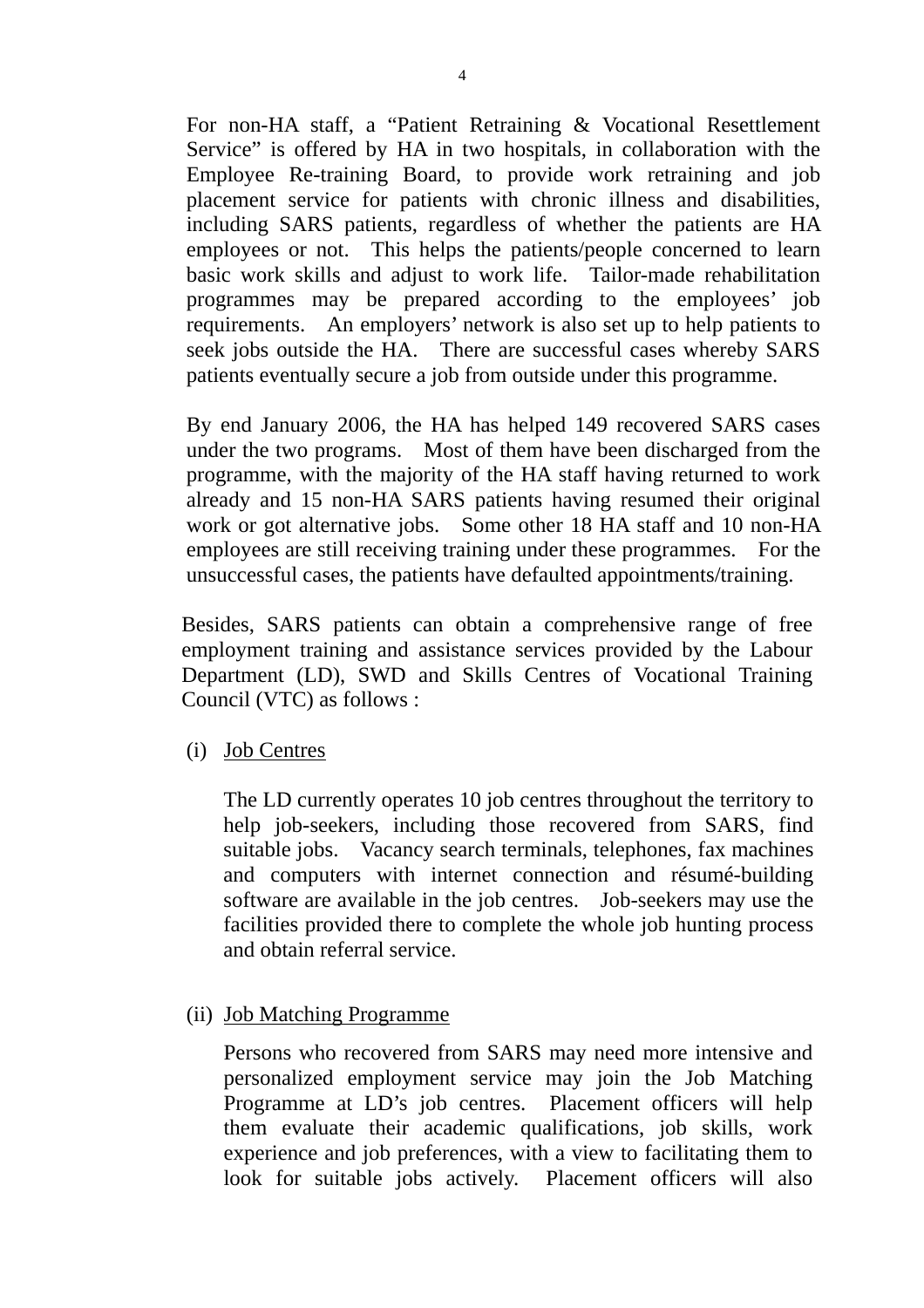For non-HA staff, a "Patient Retraining & Vocational Resettlement Service" is offered by HA in two hospitals, in collaboration with the Employee Re-training Board, to provide work retraining and job placement service for patients with chronic illness and disabilities, including SARS patients, regardless of whether the patients are HA employees or not. This helps the patients/people concerned to learn basic work skills and adjust to work life. Tailor-made rehabilitation programmes may be prepared according to the employees' job requirements. An employers' network is also set up to help patients to seek jobs outside the HA. There are successful cases whereby SARS patients eventually secure a job from outside under this programme.

By end January 2006, the HA has helped 149 recovered SARS cases under the two programs. Most of them have been discharged from the programme, with the majority of the HA staff having returned to work already and 15 non-HA SARS patients having resumed their original work or got alternative jobs. Some other 18 HA staff and 10 non-HA employees are still receiving training under these programmes. For the unsuccessful cases, the patients have defaulted appointments/training.

Besides, SARS patients can obtain a comprehensive range of free employment training and assistance services provided by the Labour Department (LD), SWD and Skills Centres of Vocational Training Council (VTC) as follows :

(i) <u>Job Centres</u>

The LD currently operates 10 job centres throughout the territory to help job-seekers, including those recovered from SARS, find suitable jobs. Vacancy search terminals, telephones, fax machines and computers with internet connection and résumé-building software are available in the job centres. Job-seekers may use the facilities provided there to complete the whole job hunting process and obtain referral service.

(ii) <u>Job Matching Programme</u>

Persons who recovered from SARS may need more intensive and personalized employment service may join the Job Matching Programme at LD's job centres. Placement officers will help them evaluate their academic qualifications, job skills, work experience and job preferences, with a view to facilitating them to look for suitable jobs actively. Placement officers will also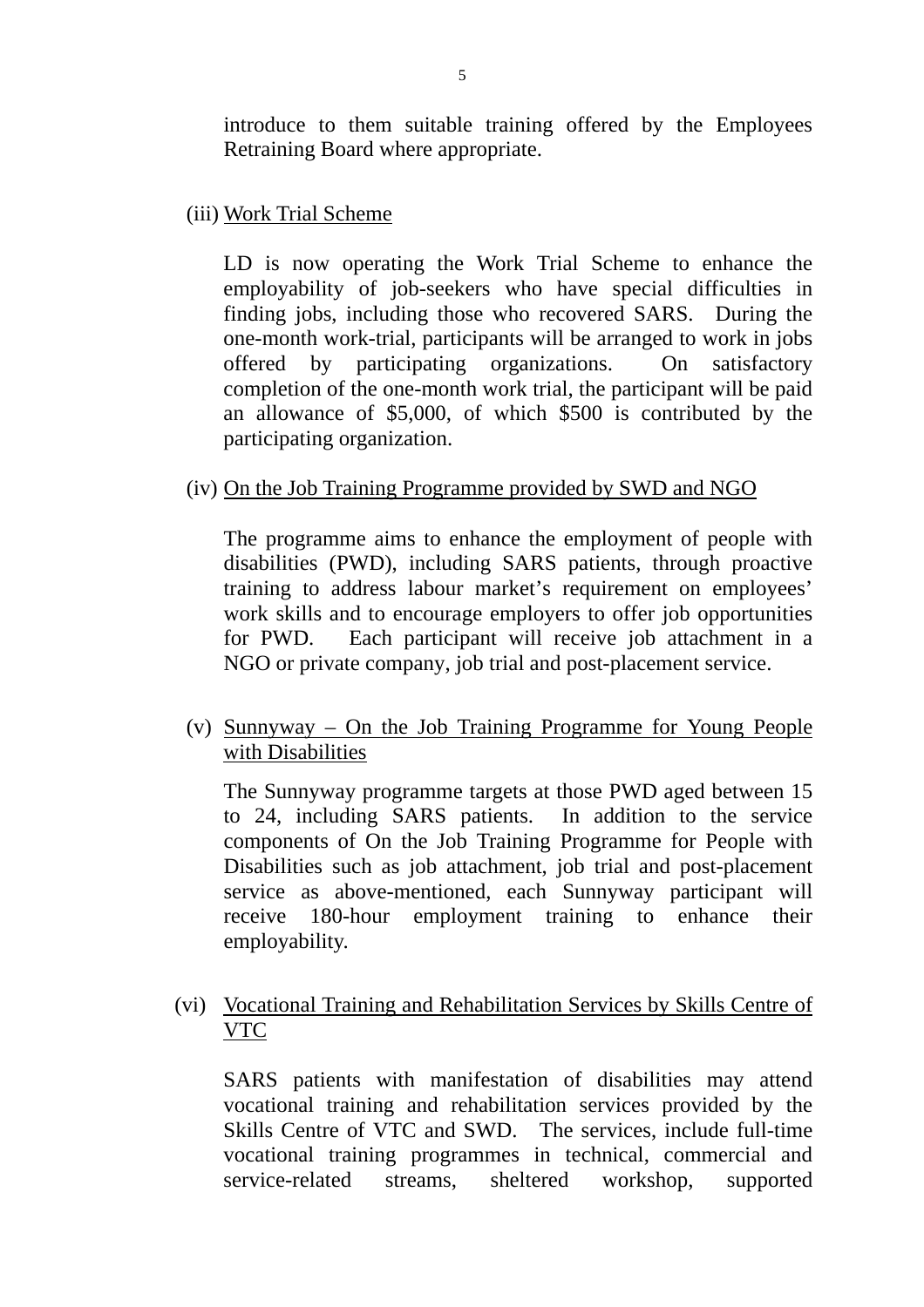introduce to them suitable training offered by the Employees Retraining Board where appropriate.

(iii) <u>Work Trial Scheme</u>

LD is now operating the Work Trial Scheme to enhance the employability of job-seekers who have special difficulties in finding jobs, including those who recovered SARS. During the one-month work-trial, participants will be arranged to work in jobs offered by participating organizations. On satisfactory completion of the one-month work trial, the participant will be paid an allowance of $5,000, of which $500 is contributed by the participating organization.

(iv) <u>On the Job Training Programme provided by SWD and NGO</u>

The programme aims to enhance the employment of people with disabilities (PWD), including SARS patients, through proactive training to address labour market's requirement on employees' work skills and to encourage employers to offer job opportunities for PWD. Each participant will receive job attachment in a NGO or private company, job trial and post-placement service.

(v) <u>Sunnyway – On the Job Training Programme for Young People with Disabilities</u>

The Sunnyway programme targets at those PWD aged between 15 to 24, including SARS patients. In addition to the service components of On the Job Training Programme for People with Disabilities such as job attachment, job trial and post-placement service as above-mentioned, each Sunnyway participant will receive 180-hour employment training to enhance their employability.

(vi) <u>Vocational Training and Rehabilitation Services by Skills Centre of VTC</u>

SARS patients with manifestation of disabilities may attend vocational training and rehabilitation services provided by the Skills Centre of VTC and SWD. The services, include full-time vocational training programmes in technical, commercial and service-related streams, sheltered workshop, supported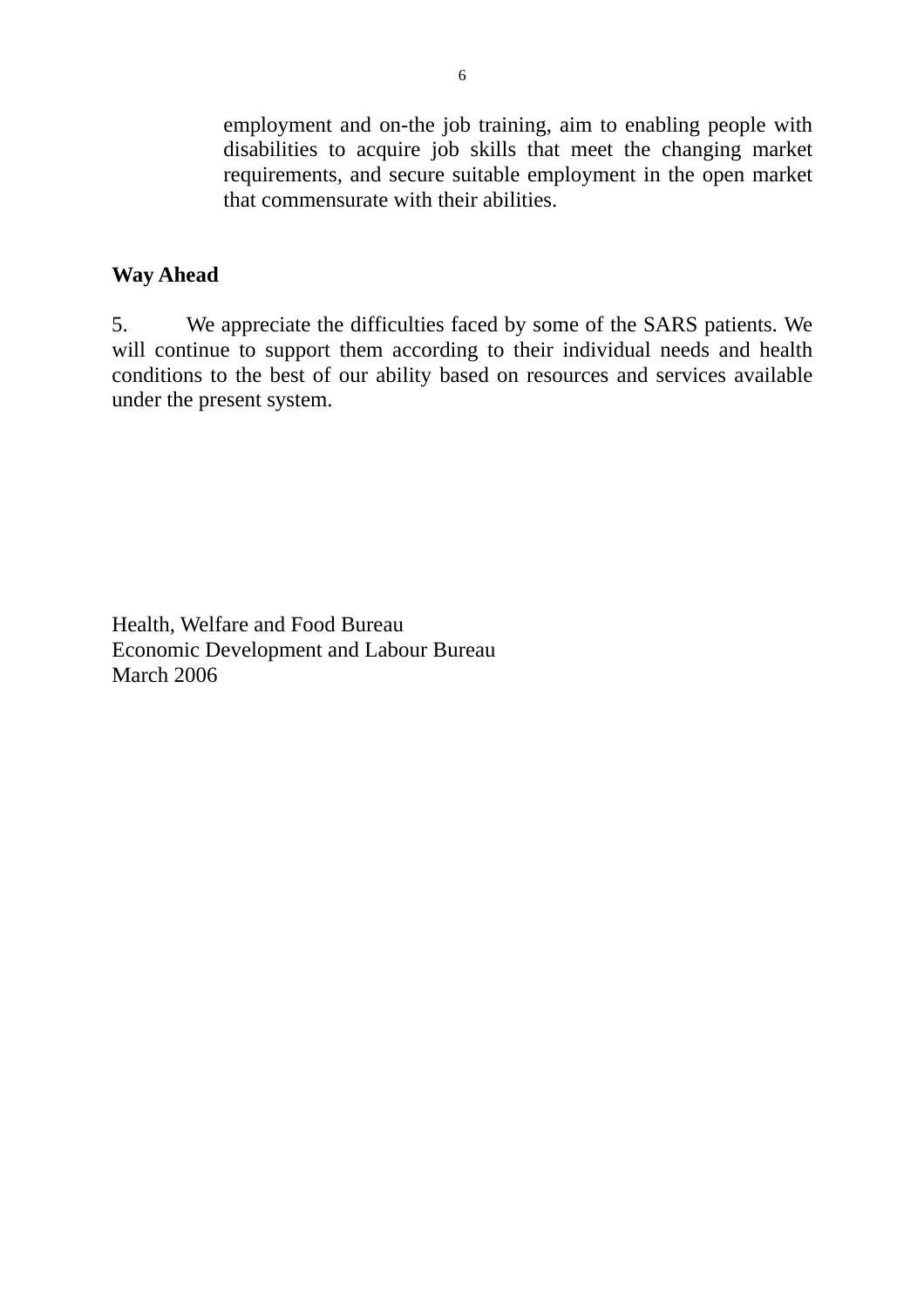employment and on-the job training, aim to enabling people with disabilities to acquire job skills that meet the changing market requirements, and secure suitable employment in the open market that commensurate with their abilities.

**Way Ahead**

5. We appreciate the difficulties faced by some of the SARS patients. We will continue to support them according to their individual needs and health conditions to the best of our ability based on resources and services available under the present system.

Health, Welfare and Food Bureau
Economic Development and Labour Bureau
March 2006